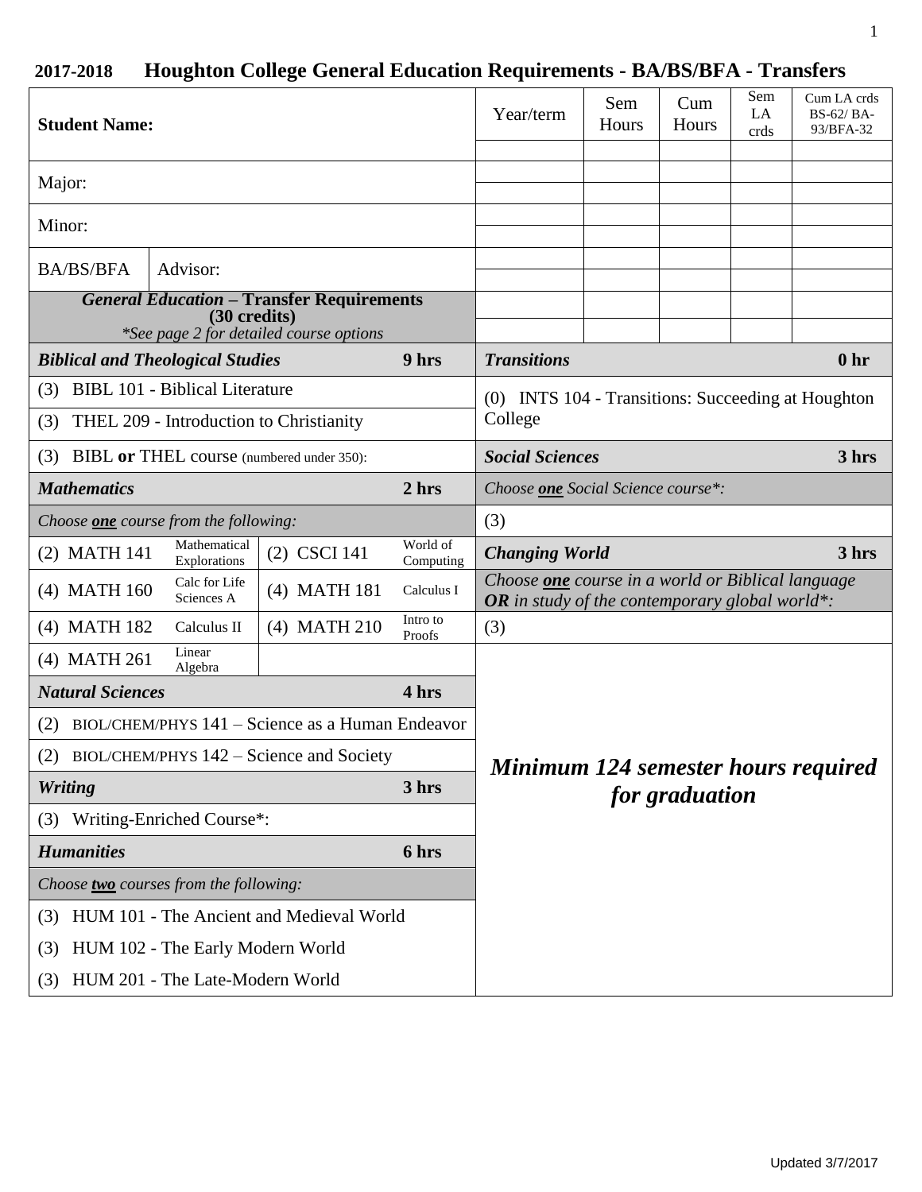# 2017-2018 Houghton College General Education Requirements - BA/BS/BFA - Transfers

| Student Name: | |
|---|---|
| Major: | |
| Minor: | |
| BA/BS/BFA | Advisor: |

| Year/term | Sem Hours | Cum Hours | Sem LA crds | Cum LA crds BS-62/ BA-93/BFA-32 |
|---|---|---|---|---|
| | | | | |
| | | | | |
| | | | | |
| | | | | |
| | | | | |
| | | | | |
| | | | | |
| | | | | |
| | | | | |

## *General Education* – Transfer Requirements (30 credits)

*\*See page 2 for detailed course options*

### ***Biblical and Theological Studies*** — 9 hrs

- (3) BIBL 101 - Biblical Literature
- (3) THEL 209 - Introduction to Christianity
- (3) BIBL **or** THEL course (numbered under 350):

### ***Mathematics*** — 2 hrs

*Choose* ***one*** *course from the following:*

| Course | Title | Course | Title |
|---|---|---|---|
| (2) MATH 141 | Mathematical Explorations | (2) CSCI 141 | World of Computing |
| (4) MATH 160 | Calc for Life Sciences A | (4) MATH 181 | Calculus I |
| (4) MATH 182 | Calculus II | (4) MATH 210 | Intro to Proofs |
| (4) MATH 261 | Linear Algebra | | |

### ***Natural Sciences*** — 4 hrs

- (2) BIOL/CHEM/PHYS 141 – Science as a Human Endeavor
- (2) BIOL/CHEM/PHYS 142 – Science and Society

### ***Writing*** — 3 hrs

- (3) Writing-Enriched Course\*:

### ***Humanities*** — 6 hrs

*Choose* ***two*** *courses from the following:*

- (3) HUM 101 - The Ancient and Medieval World
- (3) HUM 102 - The Early Modern World
- (3) HUM 201 - The Late-Modern World

### ***Transitions*** — 0 hr

- (0) INTS 104 - Transitions: Succeeding at Houghton College

### ***Social Sciences*** — 3 hrs

*Choose* ***one*** *Social Science course\*:*

- (3)

### ***Changing World*** — 3 hrs

*Choose* ***one*** *course in a world or Biblical language* ***OR*** *in study of the contemporary global world\*:*

- (3)

***Minimum 124 semester hours required for graduation***

Updated 3/7/2017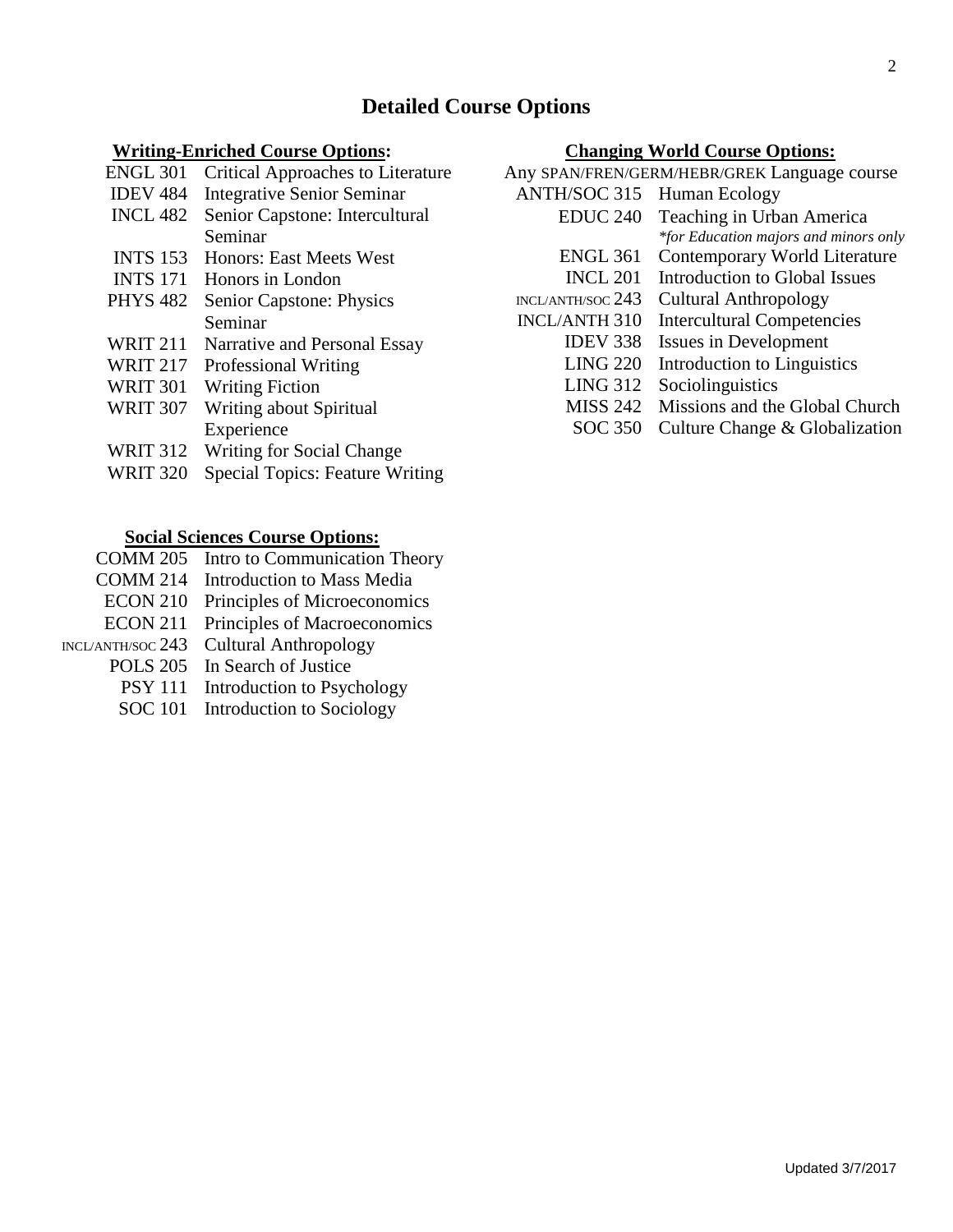# Detailed Course Options

**Writing-Enriched Course Options:**

| | |
|---|---|
| ENGL 301 | Critical Approaches to Literature |
| IDEV 484 | Integrative Senior Seminar |
| INCL 482 | Senior Capstone: Intercultural Seminar |
| INTS 153 | Honors: East Meets West |
| INTS 171 | Honors in London |
| PHYS 482 | Senior Capstone: Physics Seminar |
| WRIT 211 | Narrative and Personal Essay |
| WRIT 217 | Professional Writing |
| WRIT 301 | Writing Fiction |
| WRIT 307 | Writing about Spiritual Experience |
| WRIT 312 | Writing for Social Change |
| WRIT 320 | Special Topics: Feature Writing |

**Social Sciences Course Options:**

| | |
|---|---|
| COMM 205 | Intro to Communication Theory |
| COMM 214 | Introduction to Mass Media |
| ECON 210 | Principles of Microeconomics |
| ECON 211 | Principles of Macroeconomics |
| INCL/ANTH/SOC 243 | Cultural Anthropology |
| POLS 205 | In Search of Justice |
| PSY 111 | Introduction to Psychology |
| SOC 101 | Introduction to Sociology |

**Changing World Course Options:**

Any SPAN/FREN/GERM/HEBR/GREK Language course

| | |
|---|---|
| ANTH/SOC 315 | Human Ecology |
| EDUC 240 | Teaching in Urban America *\*for Education majors and minors only* |
| ENGL 361 | Contemporary World Literature |
| INCL 201 | Introduction to Global Issues |
| INCL/ANTH/SOC 243 | Cultural Anthropology |
| INCL/ANTH 310 | Intercultural Competencies |
| IDEV 338 | Issues in Development |
| LING 220 | Introduction to Linguistics |
| LING 312 | Sociolinguistics |
| MISS 242 | Missions and the Global Church |
| SOC 350 | Culture Change & Globalization |

Updated 3/7/2017